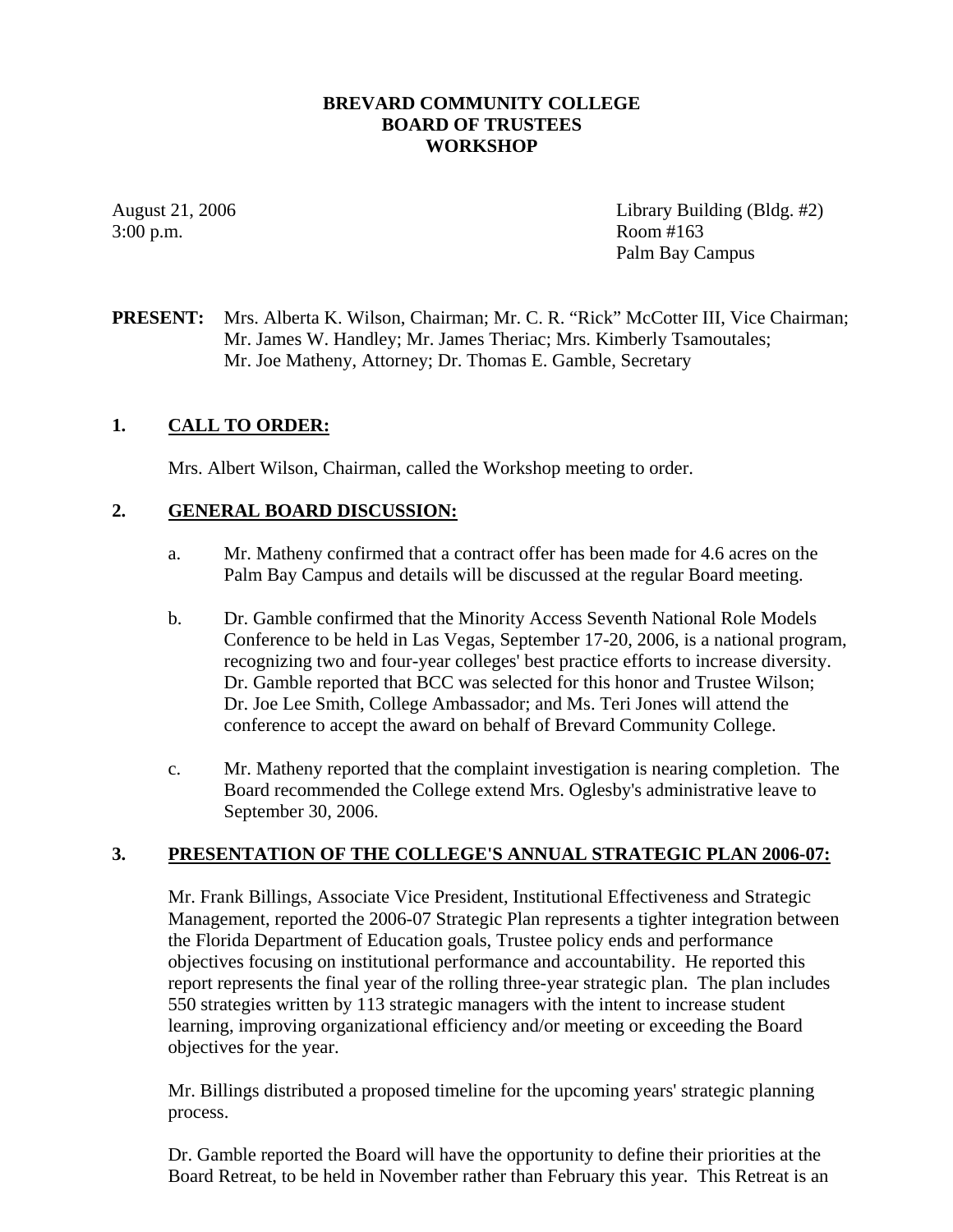**BREVARD COMMUNITY COLLEGE**
**BOARD OF TRUSTEES**
**WORKSHOP**

August 21, 2006
3:00 p.m.

Library Building (Bldg. #2)
Room #163
Palm Bay Campus

**PRESENT:** Mrs. Alberta K. Wilson, Chairman; Mr. C. R. "Rick" McCotter III, Vice Chairman; Mr. James W. Handley; Mr. James Theriac; Mrs. Kimberly Tsamoutales; Mr. Joe Matheny, Attorney; Dr. Thomas E. Gamble, Secretary

## 1. CALL TO ORDER:

Mrs. Albert Wilson, Chairman, called the Workshop meeting to order.

## 2. GENERAL BOARD DISCUSSION:

a. Mr. Matheny confirmed that a contract offer has been made for 4.6 acres on the Palm Bay Campus and details will be discussed at the regular Board meeting.

b. Dr. Gamble confirmed that the Minority Access Seventh National Role Models Conference to be held in Las Vegas, September 17-20, 2006, is a national program, recognizing two and four-year colleges' best practice efforts to increase diversity. Dr. Gamble reported that BCC was selected for this honor and Trustee Wilson; Dr. Joe Lee Smith, College Ambassador; and Ms. Teri Jones will attend the conference to accept the award on behalf of Brevard Community College.

c. Mr. Matheny reported that the complaint investigation is nearing completion. The Board recommended the College extend Mrs. Oglesby's administrative leave to September 30, 2006.

## 3. PRESENTATION OF THE COLLEGE'S ANNUAL STRATEGIC PLAN 2006-07:

Mr. Frank Billings, Associate Vice President, Institutional Effectiveness and Strategic Management, reported the 2006-07 Strategic Plan represents a tighter integration between the Florida Department of Education goals, Trustee policy ends and performance objectives focusing on institutional performance and accountability. He reported this report represents the final year of the rolling three-year strategic plan. The plan includes 550 strategies written by 113 strategic managers with the intent to increase student learning, improving organizational efficiency and/or meeting or exceeding the Board objectives for the year.

Mr. Billings distributed a proposed timeline for the upcoming years' strategic planning process.

Dr. Gamble reported the Board will have the opportunity to define their priorities at the Board Retreat, to be held in November rather than February this year. This Retreat is an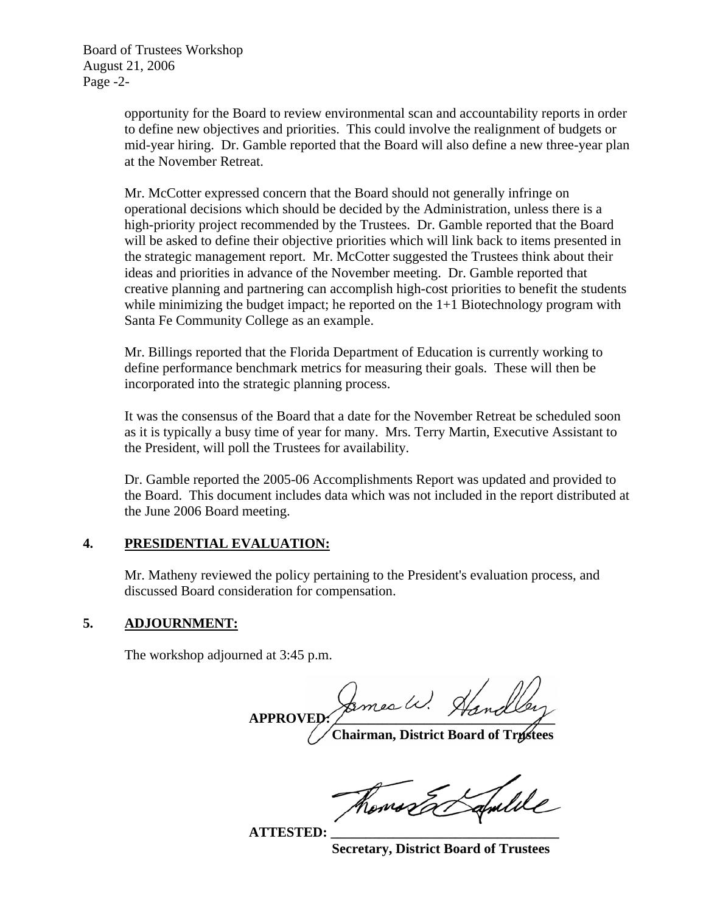opportunity for the Board to review environmental scan and accountability reports in order to define new objectives and priorities. This could involve the realignment of budgets or mid-year hiring. Dr. Gamble reported that the Board will also define a new three-year plan at the November Retreat.

Mr. McCotter expressed concern that the Board should not generally infringe on operational decisions which should be decided by the Administration, unless there is a high-priority project recommended by the Trustees. Dr. Gamble reported that the Board will be asked to define their objective priorities which will link back to items presented in the strategic management report. Mr. McCotter suggested the Trustees think about their ideas and priorities in advance of the November meeting. Dr. Gamble reported that creative planning and partnering can accomplish high-cost priorities to benefit the students while minimizing the budget impact; he reported on the 1+1 Biotechnology program with Santa Fe Community College as an example.

Mr. Billings reported that the Florida Department of Education is currently working to define performance benchmark metrics for measuring their goals. These will then be incorporated into the strategic planning process.

It was the consensus of the Board that a date for the November Retreat be scheduled soon as it is typically a busy time of year for many. Mrs. Terry Martin, Executive Assistant to the President, will poll the Trustees for availability.

Dr. Gamble reported the 2005-06 Accomplishments Report was updated and provided to the Board. This document includes data which was not included in the report distributed at the June 2006 Board meeting.

## 4. PRESIDENTIAL EVALUATION:

Mr. Matheny reviewed the policy pertaining to the President's evaluation process, and discussed Board consideration for compensation.

## 5. ADJOURNMENT:

The workshop adjourned at 3:45 p.m.

**APPROVED:** James W. Handley
**Chairman, District Board of Trustees**

**ATTESTED:** Thomas E. Gamble
**Secretary, District Board of Trustees**